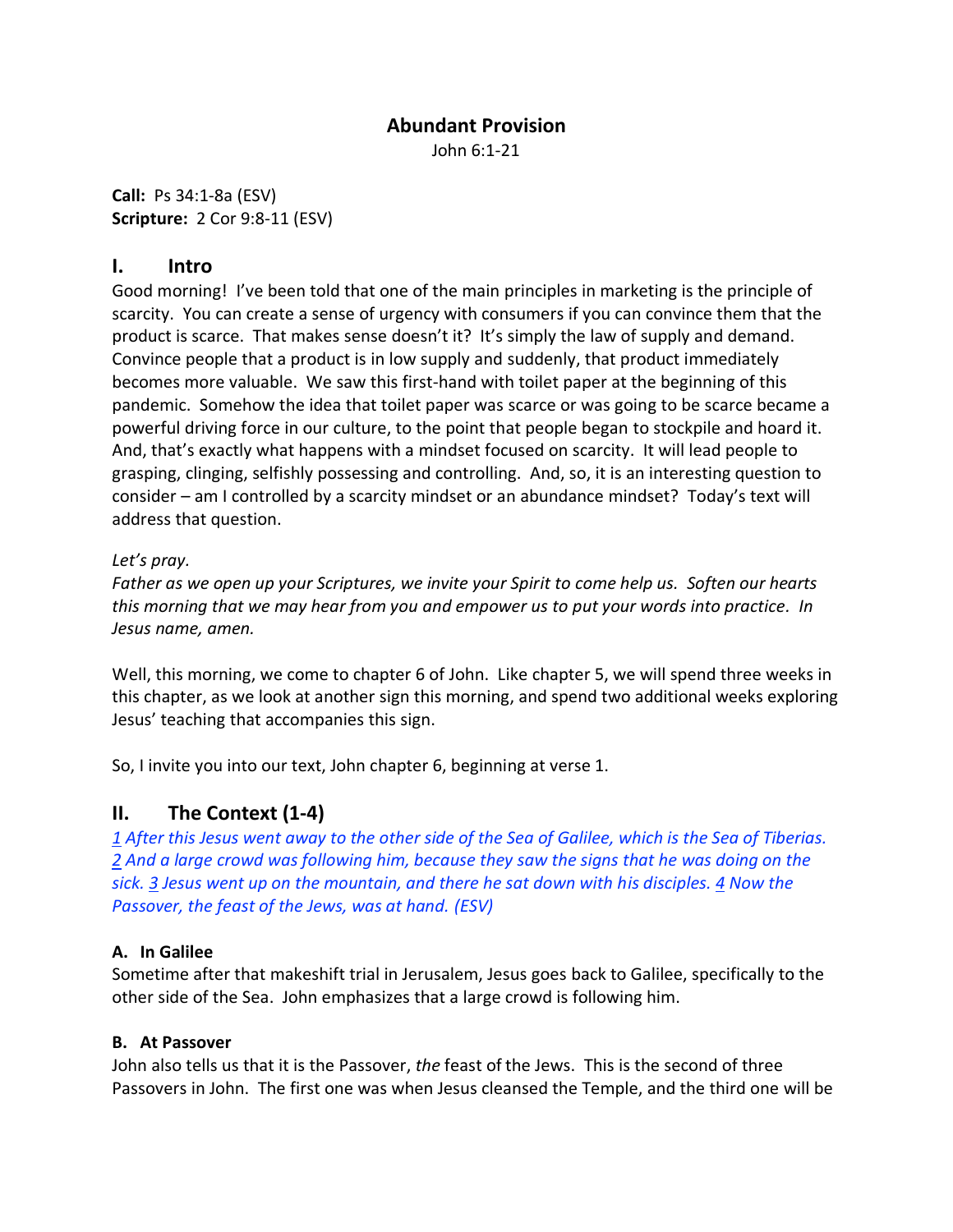# Abundant Provision

John 6:1-21

**Call:** Ps 34:1-8a (ESV)
**Scripture:** 2 Cor 9:8-11 (ESV)

## I. Intro

Good morning! I've been told that one of the main principles in marketing is the principle of scarcity. You can create a sense of urgency with consumers if you can convince them that the product is scarce. That makes sense doesn't it? It's simply the law of supply and demand. Convince people that a product is in low supply and suddenly, that product immediately becomes more valuable. We saw this first-hand with toilet paper at the beginning of this pandemic. Somehow the idea that toilet paper was scarce or was going to be scarce became a powerful driving force in our culture, to the point that people began to stockpile and hoard it. And, that's exactly what happens with a mindset focused on scarcity. It will lead people to grasping, clinging, selfishly possessing and controlling. And, so, it is an interesting question to consider – am I controlled by a scarcity mindset or an abundance mindset? Today's text will address that question.

*Let's pray.*
*Father as we open up your Scriptures, we invite your Spirit to come help us. Soften our hearts this morning that we may hear from you and empower us to put your words into practice. In Jesus name, amen.*

Well, this morning, we come to chapter 6 of John. Like chapter 5, we will spend three weeks in this chapter, as we look at another sign this morning, and spend two additional weeks exploring Jesus' teaching that accompanies this sign.

So, I invite you into our text, John chapter 6, beginning at verse 1.

## II. The Context (1-4)

*1 After this Jesus went away to the other side of the Sea of Galilee, which is the Sea of Tiberias. 2 And a large crowd was following him, because they saw the signs that he was doing on the sick. 3 Jesus went up on the mountain, and there he sat down with his disciples. 4 Now the Passover, the feast of the Jews, was at hand. (ESV)*

### A. In Galilee

Sometime after that makeshift trial in Jerusalem, Jesus goes back to Galilee, specifically to the other side of the Sea. John emphasizes that a large crowd is following him.

### B. At Passover

John also tells us that it is the Passover, *the* feast of the Jews. This is the second of three Passovers in John. The first one was when Jesus cleansed the Temple, and the third one will be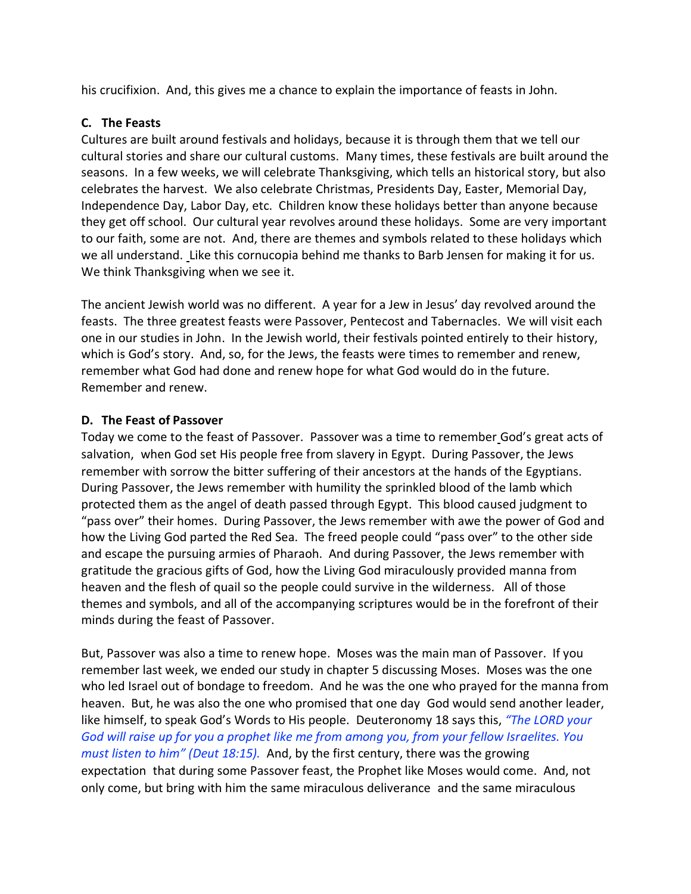his crucifixion. And, this gives me a chance to explain the importance of feasts in John.

**C. The Feasts**

Cultures are built around festivals and holidays, because it is through them that we tell our cultural stories and share our cultural customs. Many times, these festivals are built around the seasons. In a few weeks, we will celebrate Thanksgiving, which tells an historical story, but also celebrates the harvest. We also celebrate Christmas, Presidents Day, Easter, Memorial Day, Independence Day, Labor Day, etc. Children know these holidays better than anyone because they get off school. Our cultural year revolves around these holidays. Some are very important to our faith, some are not. And, there are themes and symbols related to these holidays which we all understand. Like this cornucopia behind me thanks to Barb Jensen for making it for us. We think Thanksgiving when we see it.

The ancient Jewish world was no different. A year for a Jew in Jesus' day revolved around the feasts. The three greatest feasts were Passover, Pentecost and Tabernacles. We will visit each one in our studies in John. In the Jewish world, their festivals pointed entirely to their history, which is God's story. And, so, for the Jews, the feasts were times to remember and renew, remember what God had done and renew hope for what God would do in the future. Remember and renew.

**D. The Feast of Passover**

Today we come to the feast of Passover. Passover was a time to remember God's great acts of salvation, when God set His people free from slavery in Egypt. During Passover, the Jews remember with sorrow the bitter suffering of their ancestors at the hands of the Egyptians. During Passover, the Jews remember with humility the sprinkled blood of the lamb which protected them as the angel of death passed through Egypt. This blood caused judgment to "pass over" their homes. During Passover, the Jews remember with awe the power of God and how the Living God parted the Red Sea. The freed people could "pass over" to the other side and escape the pursuing armies of Pharaoh. And during Passover, the Jews remember with gratitude the gracious gifts of God, how the Living God miraculously provided manna from heaven and the flesh of quail so the people could survive in the wilderness. All of those themes and symbols, and all of the accompanying scriptures would be in the forefront of their minds during the feast of Passover.

But, Passover was also a time to renew hope. Moses was the main man of Passover. If you remember last week, we ended our study in chapter 5 discussing Moses. Moses was the one who led Israel out of bondage to freedom. And he was the one who prayed for the manna from heaven. But, he was also the one who promised that one day God would send another leader, like himself, to speak God's Words to His people. Deuteronomy 18 says this, *"The LORD your God will raise up for you a prophet like me from among you, from your fellow Israelites. You must listen to him" (Deut 18:15).* And, by the first century, there was the growing expectation that during some Passover feast, the Prophet like Moses would come. And, not only come, but bring with him the same miraculous deliverance and the same miraculous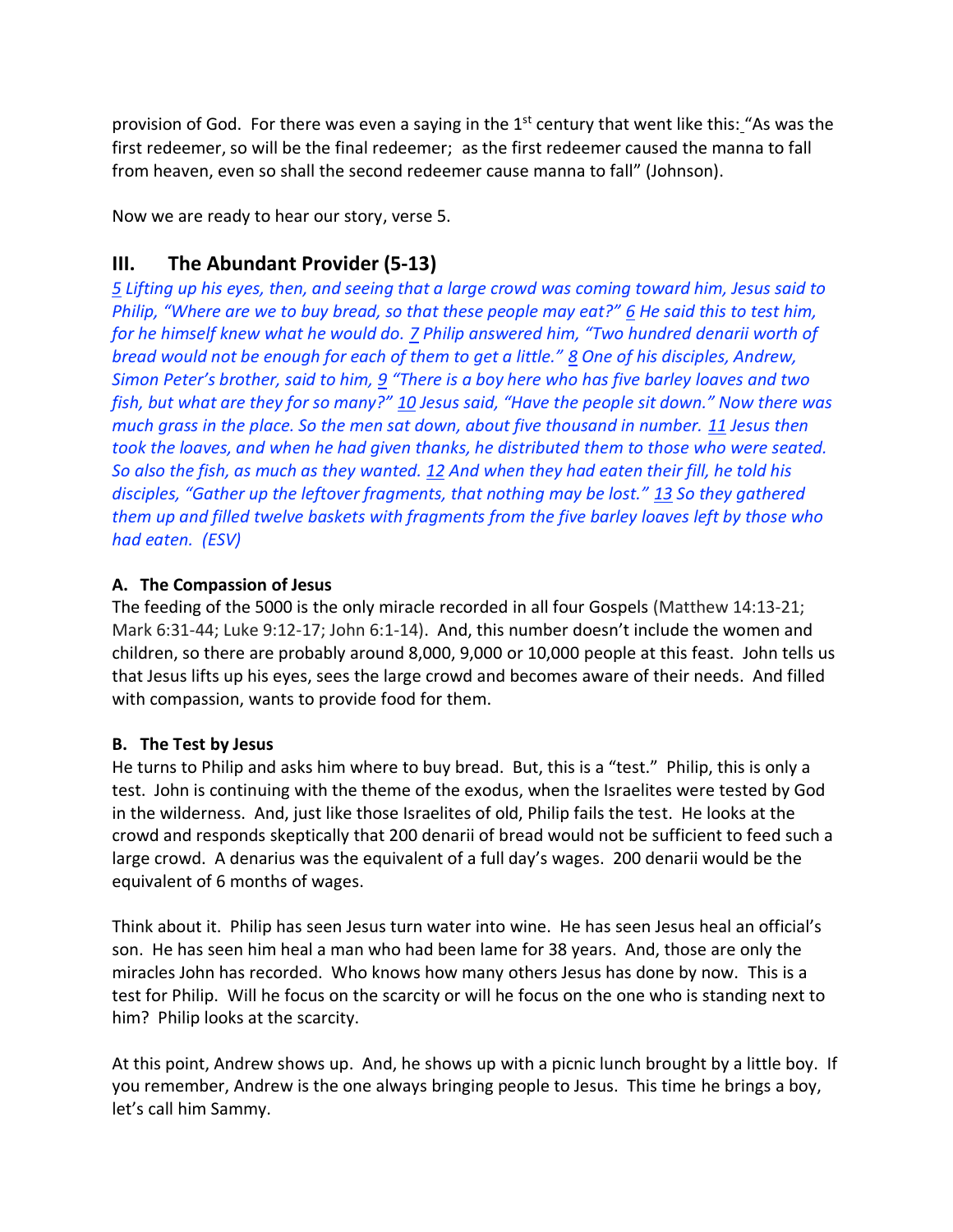provision of God. For there was even a saying in the 1st century that went like this: "As was the first redeemer, so will be the final redeemer; as the first redeemer caused the manna to fall from heaven, even so shall the second redeemer cause manna to fall" (Johnson).

Now we are ready to hear our story, verse 5.

## III. The Abundant Provider (5-13)

*5 Lifting up his eyes, then, and seeing that a large crowd was coming toward him, Jesus said to Philip, "Where are we to buy bread, so that these people may eat?" 6 He said this to test him, for he himself knew what he would do. 7 Philip answered him, "Two hundred denarii worth of bread would not be enough for each of them to get a little." 8 One of his disciples, Andrew, Simon Peter's brother, said to him, 9 "There is a boy here who has five barley loaves and two fish, but what are they for so many?" 10 Jesus said, "Have the people sit down." Now there was much grass in the place. So the men sat down, about five thousand in number. 11 Jesus then took the loaves, and when he had given thanks, he distributed them to those who were seated. So also the fish, as much as they wanted. 12 And when they had eaten their fill, he told his disciples, "Gather up the leftover fragments, that nothing may be lost." 13 So they gathered them up and filled twelve baskets with fragments from the five barley loaves left by those who had eaten. (ESV)*

### A. The Compassion of Jesus

The feeding of the 5000 is the only miracle recorded in all four Gospels (Matthew 14:13-21; Mark 6:31-44; Luke 9:12-17; John 6:1-14). And, this number doesn't include the women and children, so there are probably around 8,000, 9,000 or 10,000 people at this feast. John tells us that Jesus lifts up his eyes, sees the large crowd and becomes aware of their needs. And filled with compassion, wants to provide food for them.

### B. The Test by Jesus

He turns to Philip and asks him where to buy bread. But, this is a "test." Philip, this is only a test. John is continuing with the theme of the exodus, when the Israelites were tested by God in the wilderness. And, just like those Israelites of old, Philip fails the test. He looks at the crowd and responds skeptically that 200 denarii of bread would not be sufficient to feed such a large crowd. A denarius was the equivalent of a full day's wages. 200 denarii would be the equivalent of 6 months of wages.

Think about it. Philip has seen Jesus turn water into wine. He has seen Jesus heal an official's son. He has seen him heal a man who had been lame for 38 years. And, those are only the miracles John has recorded. Who knows how many others Jesus has done by now. This is a test for Philip. Will he focus on the scarcity or will he focus on the one who is standing next to him? Philip looks at the scarcity.

At this point, Andrew shows up. And, he shows up with a picnic lunch brought by a little boy. If you remember, Andrew is the one always bringing people to Jesus. This time he brings a boy, let's call him Sammy.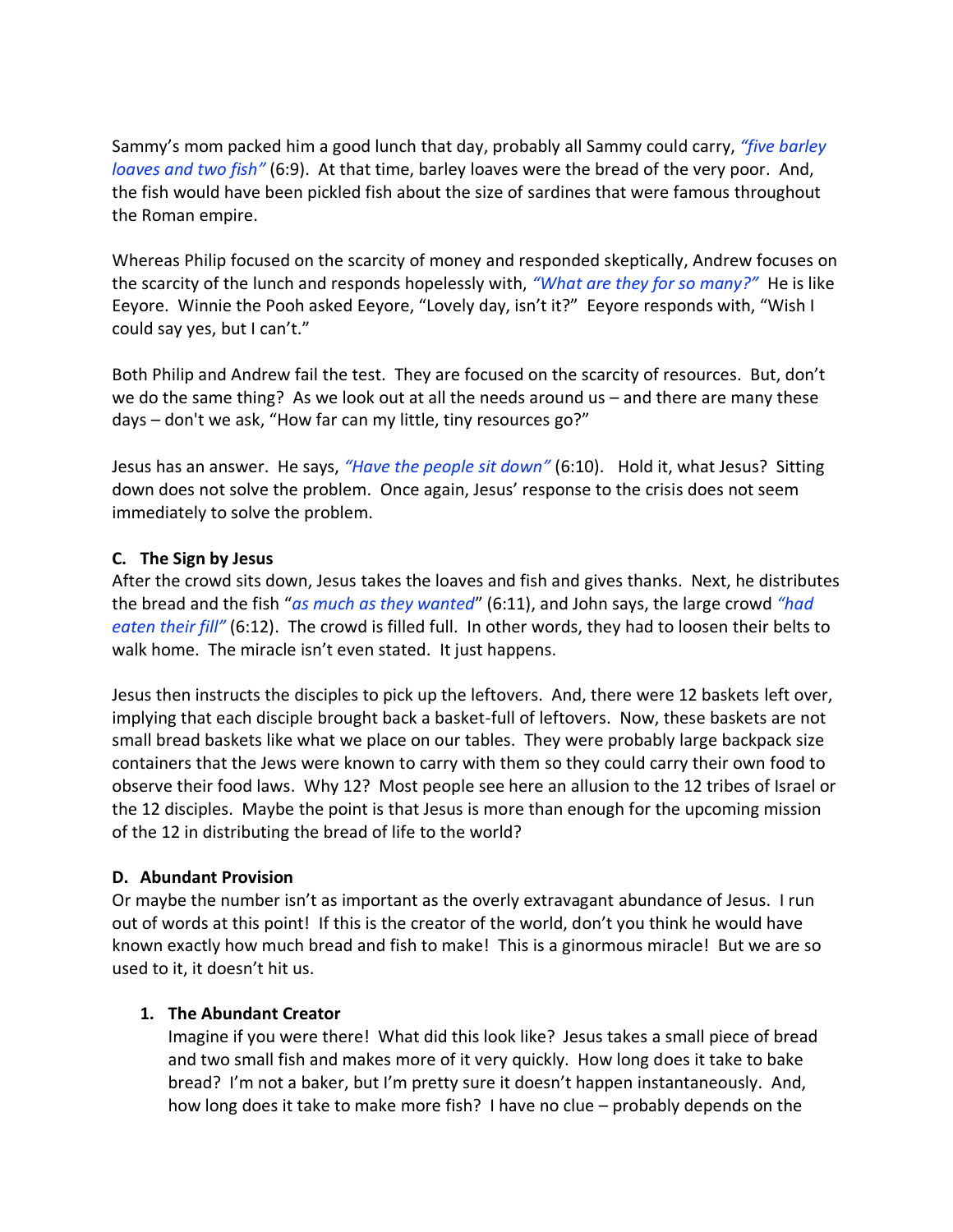Sammy's mom packed him a good lunch that day, probably all Sammy could carry, *"five barley loaves and two fish"* (6:9). At that time, barley loaves were the bread of the very poor. And, the fish would have been pickled fish about the size of sardines that were famous throughout the Roman empire.

Whereas Philip focused on the scarcity of money and responded skeptically, Andrew focuses on the scarcity of the lunch and responds hopelessly with, *"What are they for so many?"* He is like Eeyore. Winnie the Pooh asked Eeyore, "Lovely day, isn't it?" Eeyore responds with, "Wish I could say yes, but I can't."

Both Philip and Andrew fail the test. They are focused on the scarcity of resources. But, don't we do the same thing? As we look out at all the needs around us – and there are many these days – don't we ask, "How far can my little, tiny resources go?"

Jesus has an answer. He says, *"Have the people sit down"* (6:10). Hold it, what Jesus? Sitting down does not solve the problem. Once again, Jesus' response to the crisis does not seem immediately to solve the problem.

**C. The Sign by Jesus**

After the crowd sits down, Jesus takes the loaves and fish and gives thanks. Next, he distributes the bread and the fish "*as much as they wanted*" (6:11), and John says, the large crowd *"had eaten their fill"* (6:12). The crowd is filled full. In other words, they had to loosen their belts to walk home. The miracle isn't even stated. It just happens.

Jesus then instructs the disciples to pick up the leftovers. And, there were 12 baskets left over, implying that each disciple brought back a basket-full of leftovers. Now, these baskets are not small bread baskets like what we place on our tables. They were probably large backpack size containers that the Jews were known to carry with them so they could carry their own food to observe their food laws. Why 12? Most people see here an allusion to the 12 tribes of Israel or the 12 disciples. Maybe the point is that Jesus is more than enough for the upcoming mission of the 12 in distributing the bread of life to the world?

**D. Abundant Provision**

Or maybe the number isn't as important as the overly extravagant abundance of Jesus. I run out of words at this point! If this is the creator of the world, don't you think he would have known exactly how much bread and fish to make! This is a ginormous miracle! But we are so used to it, it doesn't hit us.

1. **The Abundant Creator**

   Imagine if you were there! What did this look like? Jesus takes a small piece of bread and two small fish and makes more of it very quickly. How long does it take to bake bread? I'm not a baker, but I'm pretty sure it doesn't happen instantaneously. And, how long does it take to make more fish? I have no clue – probably depends on the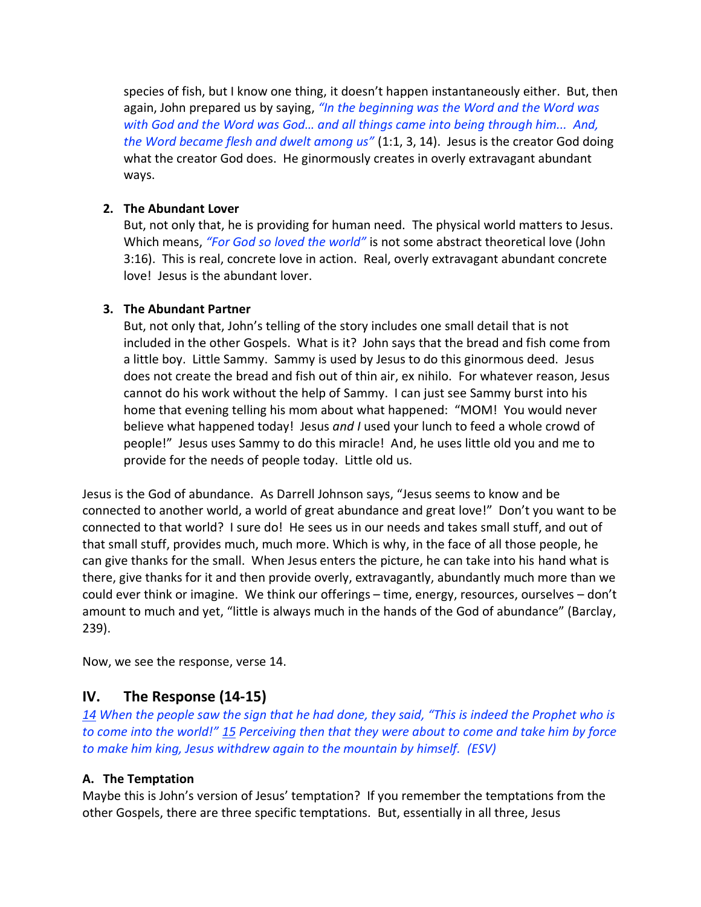species of fish, but I know one thing, it doesn't happen instantaneously either. But, then again, John prepared us by saying, *"In the beginning was the Word and the Word was with God and the Word was God… and all things came into being through him... And, the Word became flesh and dwelt among us"* (1:1, 3, 14). Jesus is the creator God doing what the creator God does. He ginormously creates in overly extravagant abundant ways.

2. **The Abundant Lover**
   But, not only that, he is providing for human need. The physical world matters to Jesus. Which means, *"For God so loved the world"* is not some abstract theoretical love (John 3:16). This is real, concrete love in action. Real, overly extravagant abundant concrete love! Jesus is the abundant lover.

3. **The Abundant Partner**
   But, not only that, John's telling of the story includes one small detail that is not included in the other Gospels. What is it? John says that the bread and fish come from a little boy. Little Sammy. Sammy is used by Jesus to do this ginormous deed. Jesus does not create the bread and fish out of thin air, ex nihilo. For whatever reason, Jesus cannot do his work without the help of Sammy. I can just see Sammy burst into his home that evening telling his mom about what happened: "MOM! You would never believe what happened today! Jesus *and I* used your lunch to feed a whole crowd of people!" Jesus uses Sammy to do this miracle! And, he uses little old you and me to provide for the needs of people today. Little old us.

Jesus is the God of abundance. As Darrell Johnson says, "Jesus seems to know and be connected to another world, a world of great abundance and great love!" Don't you want to be connected to that world? I sure do! He sees us in our needs and takes small stuff, and out of that small stuff, provides much, much more. Which is why, in the face of all those people, he can give thanks for the small. When Jesus enters the picture, he can take into his hand what is there, give thanks for it and then provide overly, extravagantly, abundantly much more than we could ever think or imagine. We think our offerings – time, energy, resources, ourselves – don't amount to much and yet, "little is always much in the hands of the God of abundance" (Barclay, 239).

Now, we see the response, verse 14.

## IV. The Response (14-15)

*14 When the people saw the sign that he had done, they said, "This is indeed the Prophet who is to come into the world!" 15 Perceiving then that they were about to come and take him by force to make him king, Jesus withdrew again to the mountain by himself. (ESV)*

### A. The Temptation

Maybe this is John's version of Jesus' temptation? If you remember the temptations from the other Gospels, there are three specific temptations. But, essentially in all three, Jesus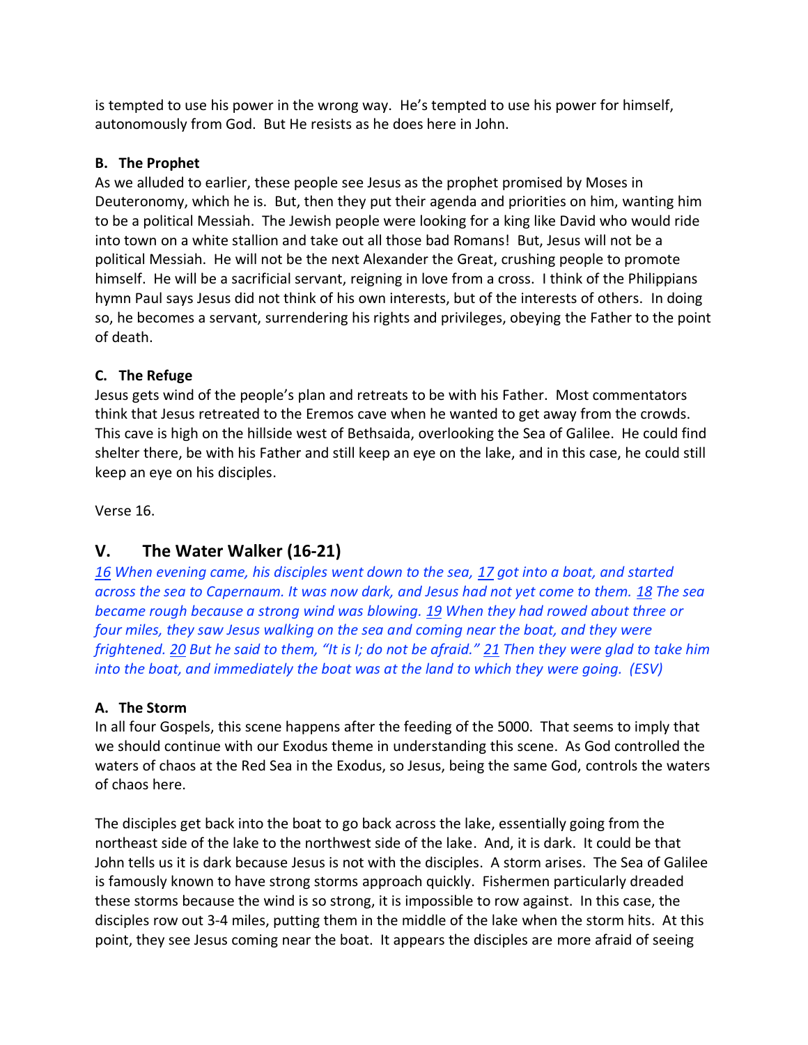is tempted to use his power in the wrong way. He's tempted to use his power for himself, autonomously from God. But He resists as he does here in John.

### B. The Prophet

As we alluded to earlier, these people see Jesus as the prophet promised by Moses in Deuteronomy, which he is. But, then they put their agenda and priorities on him, wanting him to be a political Messiah. The Jewish people were looking for a king like David who would ride into town on a white stallion and take out all those bad Romans! But, Jesus will not be a political Messiah. He will not be the next Alexander the Great, crushing people to promote himself. He will be a sacrificial servant, reigning in love from a cross. I think of the Philippians hymn Paul says Jesus did not think of his own interests, but of the interests of others. In doing so, he becomes a servant, surrendering his rights and privileges, obeying the Father to the point of death.

### C. The Refuge

Jesus gets wind of the people's plan and retreats to be with his Father. Most commentators think that Jesus retreated to the Eremos cave when he wanted to get away from the crowds. This cave is high on the hillside west of Bethsaida, overlooking the Sea of Galilee. He could find shelter there, be with his Father and still keep an eye on the lake, and in this case, he could still keep an eye on his disciples.

Verse 16.

## V. The Water Walker (16-21)

*16 When evening came, his disciples went down to the sea, 17 got into a boat, and started across the sea to Capernaum. It was now dark, and Jesus had not yet come to them. 18 The sea became rough because a strong wind was blowing. 19 When they had rowed about three or four miles, they saw Jesus walking on the sea and coming near the boat, and they were frightened. 20 But he said to them, "It is I; do not be afraid." 21 Then they were glad to take him into the boat, and immediately the boat was at the land to which they were going. (ESV)*

### A. The Storm

In all four Gospels, this scene happens after the feeding of the 5000. That seems to imply that we should continue with our Exodus theme in understanding this scene. As God controlled the waters of chaos at the Red Sea in the Exodus, so Jesus, being the same God, controls the waters of chaos here.

The disciples get back into the boat to go back across the lake, essentially going from the northeast side of the lake to the northwest side of the lake. And, it is dark. It could be that John tells us it is dark because Jesus is not with the disciples. A storm arises. The Sea of Galilee is famously known to have strong storms approach quickly. Fishermen particularly dreaded these storms because the wind is so strong, it is impossible to row against. In this case, the disciples row out 3-4 miles, putting them in the middle of the lake when the storm hits. At this point, they see Jesus coming near the boat. It appears the disciples are more afraid of seeing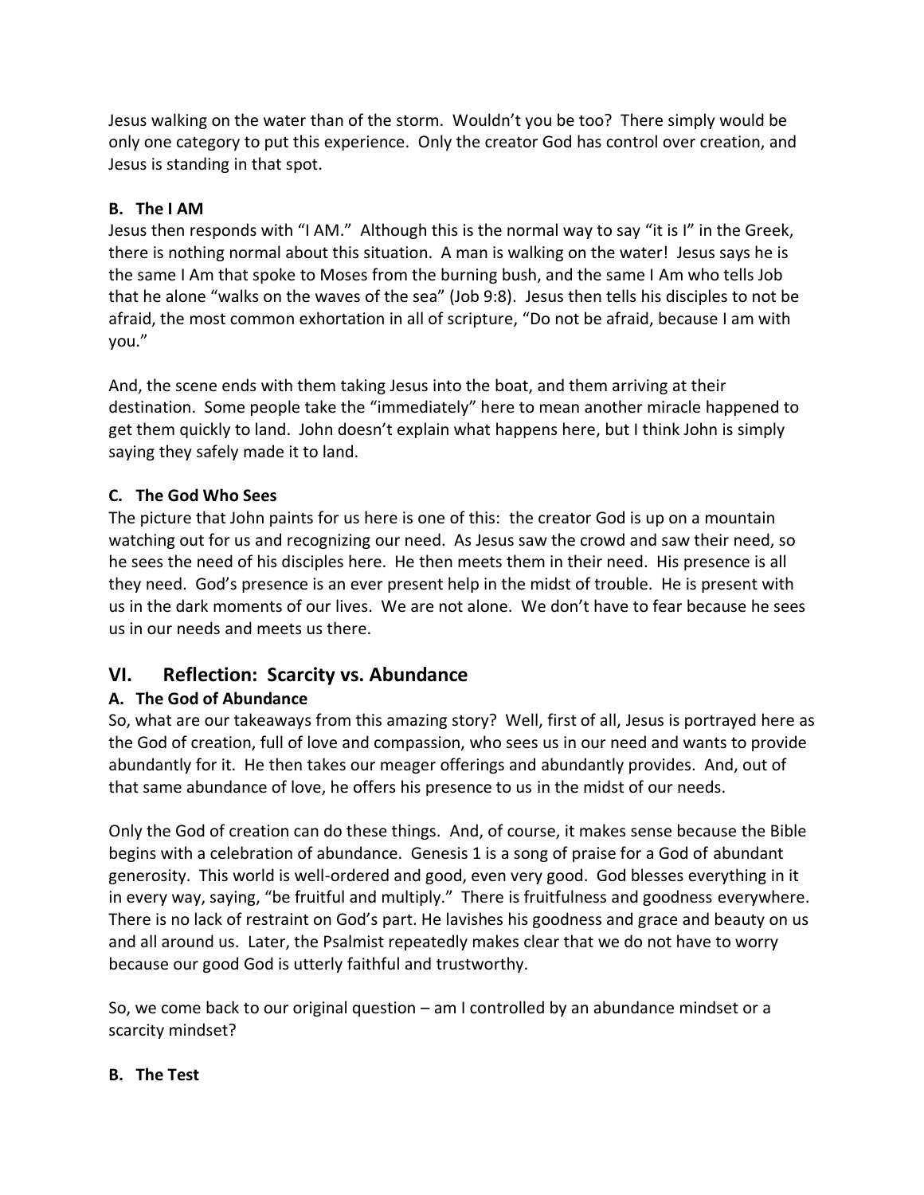Jesus walking on the water than of the storm. Wouldn't you be too? There simply would be only one category to put this experience. Only the creator God has control over creation, and Jesus is standing in that spot.

**B. The I AM**

Jesus then responds with "I AM." Although this is the normal way to say "it is I" in the Greek, there is nothing normal about this situation. A man is walking on the water! Jesus says he is the same I Am that spoke to Moses from the burning bush, and the same I Am who tells Job that he alone "walks on the waves of the sea" (Job 9:8). Jesus then tells his disciples to not be afraid, the most common exhortation in all of scripture, "Do not be afraid, because I am with you."

And, the scene ends with them taking Jesus into the boat, and them arriving at their destination. Some people take the "immediately" here to mean another miracle happened to get them quickly to land. John doesn't explain what happens here, but I think John is simply saying they safely made it to land.

**C. The God Who Sees**

The picture that John paints for us here is one of this: the creator God is up on a mountain watching out for us and recognizing our need. As Jesus saw the crowd and saw their need, so he sees the need of his disciples here. He then meets them in their need. His presence is all they need. God's presence is an ever present help in the midst of trouble. He is present with us in the dark moments of our lives. We are not alone. We don't have to fear because he sees us in our needs and meets us there.

## VI. Reflection: Scarcity vs. Abundance

**A. The God of Abundance**

So, what are our takeaways from this amazing story? Well, first of all, Jesus is portrayed here as the God of creation, full of love and compassion, who sees us in our need and wants to provide abundantly for it. He then takes our meager offerings and abundantly provides. And, out of that same abundance of love, he offers his presence to us in the midst of our needs.

Only the God of creation can do these things. And, of course, it makes sense because the Bible begins with a celebration of abundance. Genesis 1 is a song of praise for a God of abundant generosity. This world is well-ordered and good, even very good. God blesses everything in it in every way, saying, "be fruitful and multiply." There is fruitfulness and goodness everywhere. There is no lack of restraint on God's part. He lavishes his goodness and grace and beauty on us and all around us. Later, the Psalmist repeatedly makes clear that we do not have to worry because our good God is utterly faithful and trustworthy.

So, we come back to our original question – am I controlled by an abundance mindset or a scarcity mindset?

**B. The Test**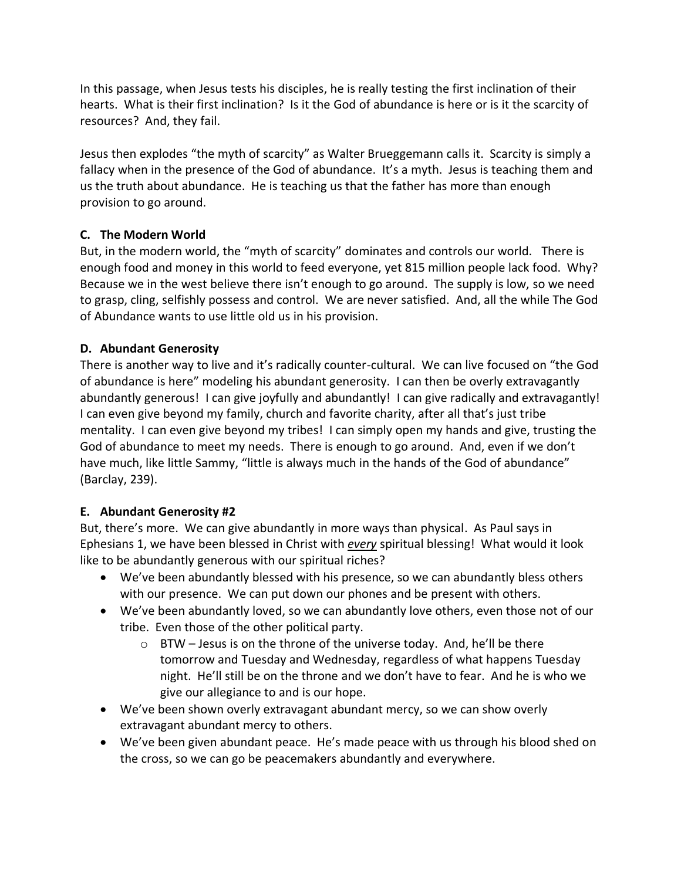In this passage, when Jesus tests his disciples, he is really testing the first inclination of their hearts. What is their first inclination? Is it the God of abundance is here or is it the scarcity of resources? And, they fail.

Jesus then explodes "the myth of scarcity" as Walter Brueggemann calls it. Scarcity is simply a fallacy when in the presence of the God of abundance. It's a myth. Jesus is teaching them and us the truth about abundance. He is teaching us that the father has more than enough provision to go around.

**C. The Modern World**

But, in the modern world, the "myth of scarcity" dominates and controls our world. There is enough food and money in this world to feed everyone, yet 815 million people lack food. Why? Because we in the west believe there isn't enough to go around. The supply is low, so we need to grasp, cling, selfishly possess and control. We are never satisfied. And, all the while The God of Abundance wants to use little old us in his provision.

**D. Abundant Generosity**

There is another way to live and it's radically counter-cultural. We can live focused on "the God of abundance is here" modeling his abundant generosity. I can then be overly extravagantly abundantly generous! I can give joyfully and abundantly! I can give radically and extravagantly! I can even give beyond my family, church and favorite charity, after all that's just tribe mentality. I can even give beyond my tribes! I can simply open my hands and give, trusting the God of abundance to meet my needs. There is enough to go around. And, even if we don't have much, like little Sammy, "little is always much in the hands of the God of abundance" (Barclay, 239).

**E. Abundant Generosity #2**

But, there's more. We can give abundantly in more ways than physical. As Paul says in Ephesians 1, we have been blessed in Christ with ***every*** spiritual blessing! What would it look like to be abundantly generous with our spiritual riches?

- We've been abundantly blessed with his presence, so we can abundantly bless others with our presence. We can put down our phones and be present with others.
- We've been abundantly loved, so we can abundantly love others, even those not of our tribe. Even those of the other political party.
  - BTW – Jesus is on the throne of the universe today. And, he'll be there tomorrow and Tuesday and Wednesday, regardless of what happens Tuesday night. He'll still be on the throne and we don't have to fear. And he is who we give our allegiance to and is our hope.
- We've been shown overly extravagant abundant mercy, so we can show overly extravagant abundant mercy to others.
- We've been given abundant peace. He's made peace with us through his blood shed on the cross, so we can go be peacemakers abundantly and everywhere.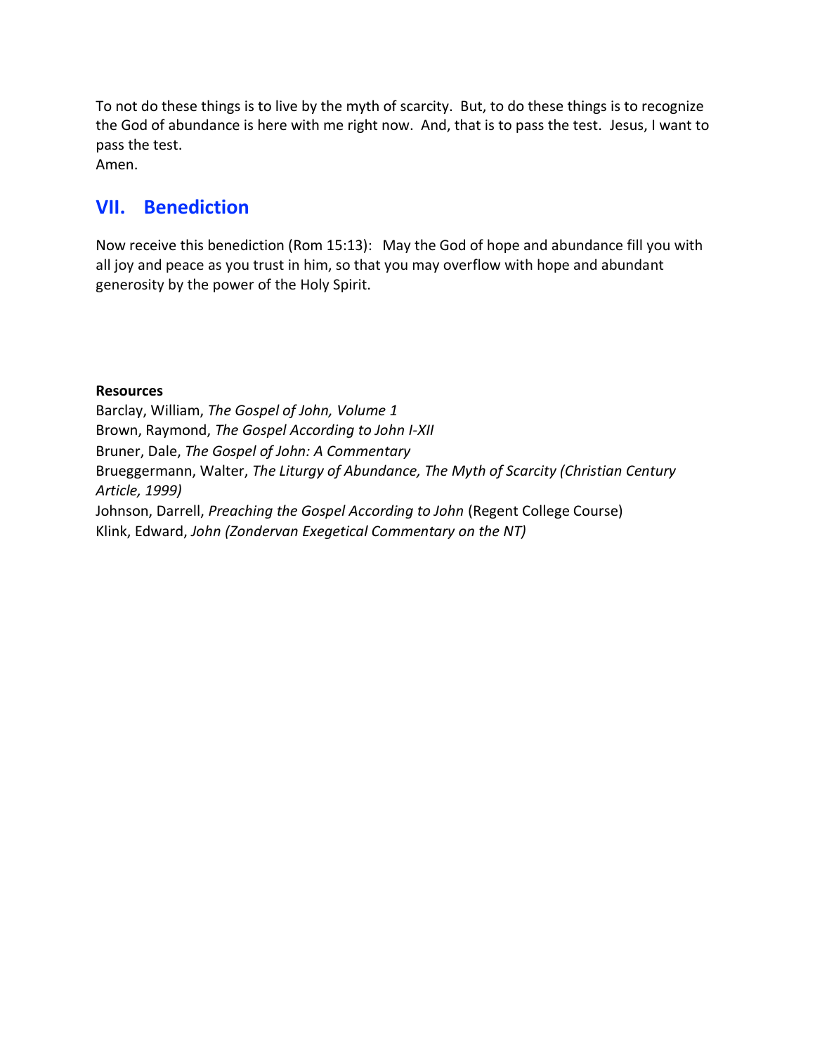To not do these things is to live by the myth of scarcity. But, to do these things is to recognize the God of abundance is here with me right now. And, that is to pass the test. Jesus, I want to pass the test.
Amen.

## VII. Benediction

Now receive this benediction (Rom 15:13): May the God of hope and abundance fill you with all joy and peace as you trust in him, so that you may overflow with hope and abundant generosity by the power of the Holy Spirit.

**Resources**

Barclay, William, *The Gospel of John, Volume 1*
Brown, Raymond, *The Gospel According to John I-XII*
Bruner, Dale, *The Gospel of John: A Commentary*
Brueggermann, Walter, *The Liturgy of Abundance, The Myth of Scarcity (Christian Century Article, 1999)*
Johnson, Darrell, *Preaching the Gospel According to John* (Regent College Course)
Klink, Edward, *John (Zondervan Exegetical Commentary on the NT)*